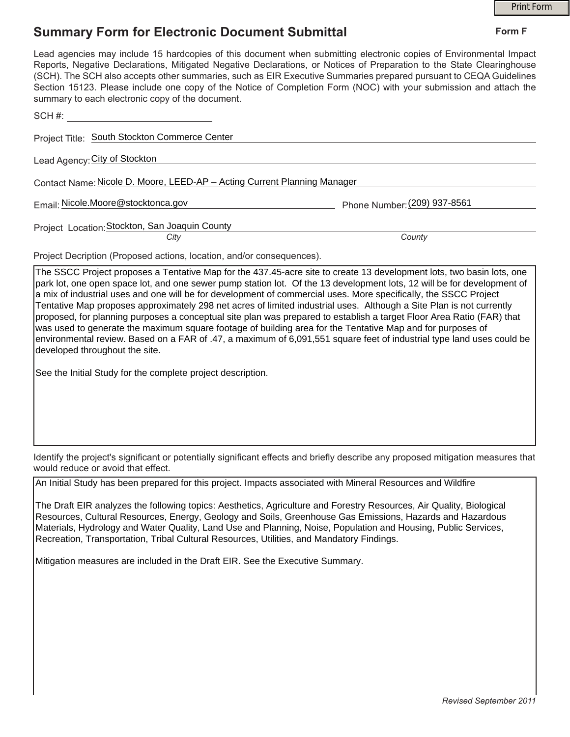# Summary Form for Electronic Document Submittal

**Form F**

Lead agencies may include 15 hardcopies of this document when submitting electronic copies of Environmental Impact Reports, Negative Declarations, Mitigated Negative Declarations, or Notices of Preparation to the State Clearinghouse (SCH). The SCH also accepts other summaries, such as EIR Executive Summaries prepared pursuant to CEQA Guidelines Section 15123. Please include one copy of the Notice of Completion Form (NOC) with your submission and attach the summary to each electronic copy of the document.

SCH #: ____________________

Project Title: South Stockton Commerce Center

Lead Agency: City of Stockton

Contact Name: Nicole D. Moore, LEED-AP – Acting Current Planning Manager

Email: Nicole.Moore@stocktonca.gov    Phone Number: (209) 937-8561

Project Location: Stockton, San Joaquin County
*City*    *County*

Project Decription (Proposed actions, location, and/or consequences).

The SSCC Project proposes a Tentative Map for the 437.45-acre site to create 13 development lots, two basin lots, one park lot, one open space lot, and one sewer pump station lot. Of the 13 development lots, 12 will be for development of a mix of industrial uses and one will be for development of commercial uses. More specifically, the SSCC Project Tentative Map proposes approximately 298 net acres of limited industrial uses. Although a Site Plan is not currently proposed, for planning purposes a conceptual site plan was prepared to establish a target Floor Area Ratio (FAR) that was used to generate the maximum square footage of building area for the Tentative Map and for purposes of environmental review. Based on a FAR of .47, a maximum of 6,091,551 square feet of industrial type land uses could be developed throughout the site.

See the Initial Study for the complete project description.

Identify the project's significant or potentially significant effects and briefly describe any proposed mitigation measures that would reduce or avoid that effect.

An Initial Study has been prepared for this project. Impacts associated with Mineral Resources and Wildfire

The Draft EIR analyzes the following topics: Aesthetics, Agriculture and Forestry Resources, Air Quality, Biological Resources, Cultural Resources, Energy, Geology and Soils, Greenhouse Gas Emissions, Hazards and Hazardous Materials, Hydrology and Water Quality, Land Use and Planning, Noise, Population and Housing, Public Services, Recreation, Transportation, Tribal Cultural Resources, Utilities, and Mandatory Findings.

Mitigation measures are included in the Draft EIR. See the Executive Summary.

*Revised September 2011*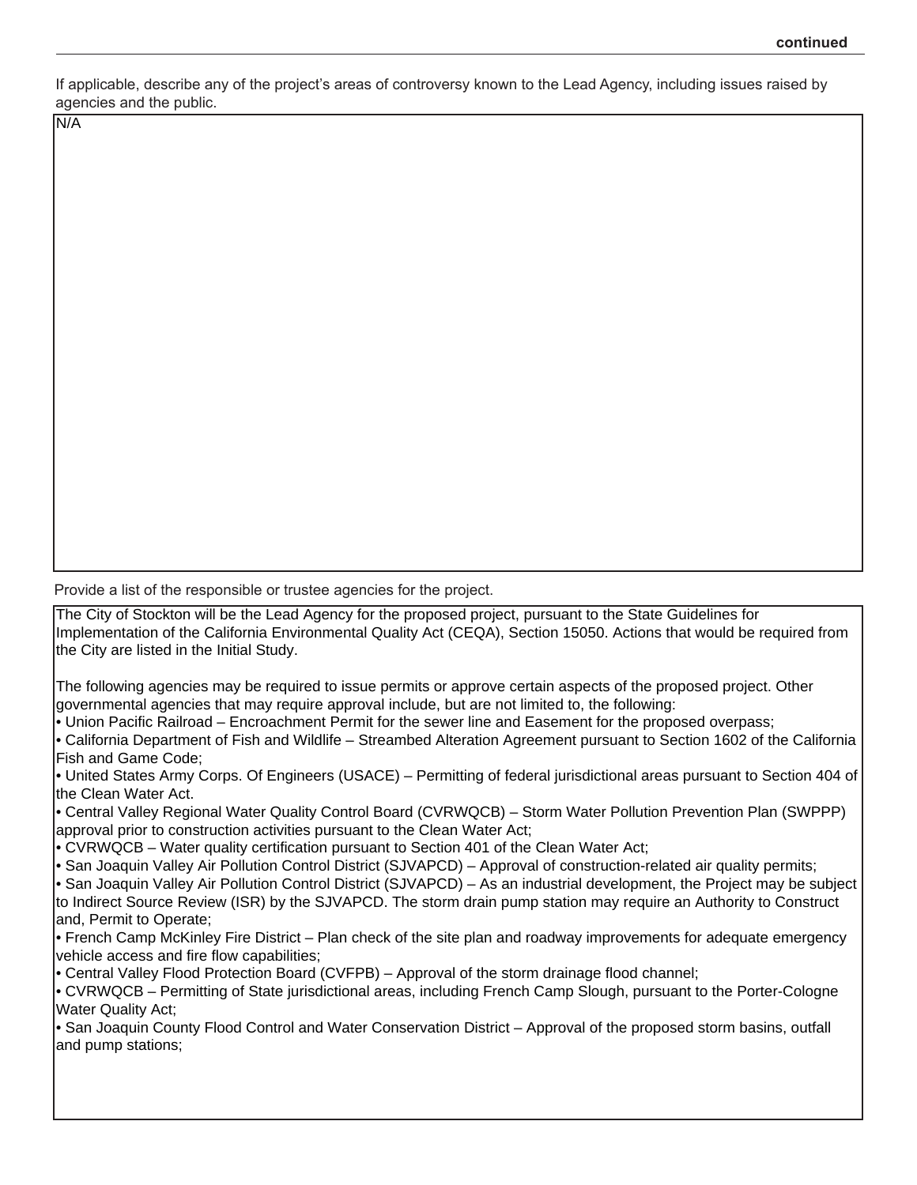If applicable, describe any of the project's areas of controversy known to the Lead Agency, including issues raised by agencies and the public.

N/A

Provide a list of the responsible or trustee agencies for the project.

The City of Stockton will be the Lead Agency for the proposed project, pursuant to the State Guidelines for Implementation of the California Environmental Quality Act (CEQA), Section 15050. Actions that would be required from the City are listed in the Initial Study.

The following agencies may be required to issue permits or approve certain aspects of the proposed project. Other governmental agencies that may require approval include, but are not limited to, the following:

- Union Pacific Railroad – Encroachment Permit for the sewer line and Easement for the proposed overpass;
- California Department of Fish and Wildlife – Streambed Alteration Agreement pursuant to Section 1602 of the California Fish and Game Code;
- United States Army Corps. Of Engineers (USACE) – Permitting of federal jurisdictional areas pursuant to Section 404 of the Clean Water Act.
- Central Valley Regional Water Quality Control Board (CVRWQCB) – Storm Water Pollution Prevention Plan (SWPPP) approval prior to construction activities pursuant to the Clean Water Act;
- CVRWQCB – Water quality certification pursuant to Section 401 of the Clean Water Act;
- San Joaquin Valley Air Pollution Control District (SJVAPCD) – Approval of construction-related air quality permits;
- San Joaquin Valley Air Pollution Control District (SJVAPCD) – As an industrial development, the Project may be subject to Indirect Source Review (ISR) by the SJVAPCD. The storm drain pump station may require an Authority to Construct and, Permit to Operate;
- French Camp McKinley Fire District – Plan check of the site plan and roadway improvements for adequate emergency vehicle access and fire flow capabilities;
- Central Valley Flood Protection Board (CVFPB) – Approval of the storm drainage flood channel;
- CVRWQCB – Permitting of State jurisdictional areas, including French Camp Slough, pursuant to the Porter-Cologne Water Quality Act;
- San Joaquin County Flood Control and Water Conservation District – Approval of the proposed storm basins, outfall and pump stations;